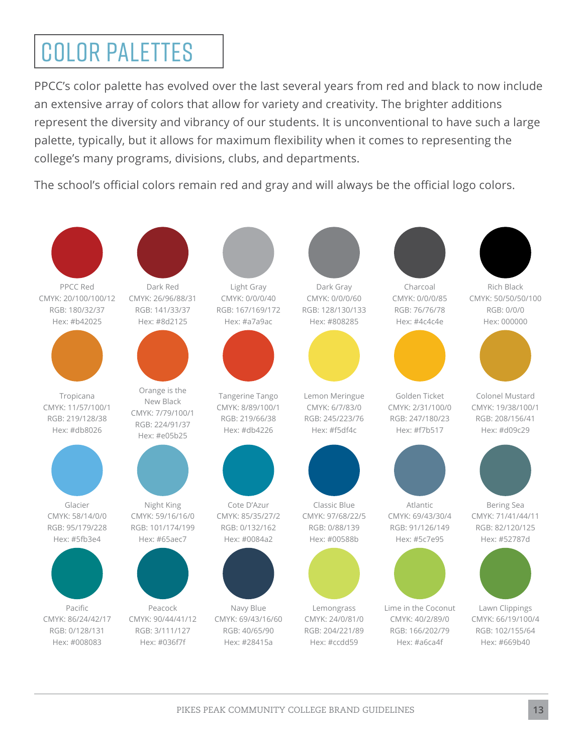# COLOR PALETTES

PPCC's color palette has evolved over the last several years from red and black to now include an extensive array of colors that allow for variety and creativity. The brighter additions represent the diversity and vibrancy of our students. It is unconventional to have such a large palette, typically, but it allows for maximum flexibility when it comes to representing the college's many programs, divisions, clubs, and departments.

The school's official colors remain red and gray and will always be the official logo colors.

| Color | CMYK | RGB | Hex |
|---|---|---|---|
| PPCC Red | 20/100/100/12 | 180/32/37 | #b42025 |
| Dark Red | 26/96/88/31 | 141/33/37 | #8d2125 |
| Light Gray | 0/0/0/40 | 167/169/172 | #a7a9ac |
| Dark Gray | 0/0/0/60 | 128/130/133 | #808285 |
| Charcoal | 0/0/0/85 | 76/76/78 | #4c4c4e |
| Rich Black | 50/50/50/100 | 0/0/0 | 000000 |
| Tropicana | 11/57/100/1 | 219/128/38 | #db8026 |
| Orange is the New Black | 7/79/100/1 | 224/91/37 | #e05b25 |
| Tangerine Tango | 8/89/100/1 | 219/66/38 | #db4226 |
| Lemon Meringue | 6/7/83/0 | 245/223/76 | #f5df4c |
| Golden Ticket | 2/31/100/0 | 247/180/23 | #f7b517 |
| Colonel Mustard | 19/38/100/1 | 208/156/41 | #d09c29 |
| Glacier | 58/14/0/0 | 95/179/228 | #5fb3e4 |
| Night King | 59/16/16/0 | 101/174/199 | #65aec7 |
| Cote D'Azur | 85/35/27/2 | 0/132/162 | #0084a2 |
| Classic Blue | 97/68/22/5 | 0/88/139 | #00588b |
| Atlantic | 69/43/30/4 | 91/126/149 | #5c7e95 |
| Bering Sea | 71/41/44/11 | 82/120/125 | #52787d |
| Pacific | 86/24/42/17 | 0/128/131 | #008083 |
| Peacock | 90/44/41/12 | 3/111/127 | #036f7f |
| Navy Blue | 69/43/16/60 | 40/65/90 | #28415a |
| Lemongrass | 24/0/81/0 | 204/221/89 | #ccdd59 |
| Lime in the Coconut | 40/2/89/0 | 166/202/79 | #a6ca4f |
| Lawn Clippings | 66/19/100/4 | 102/155/64 | #669b40 |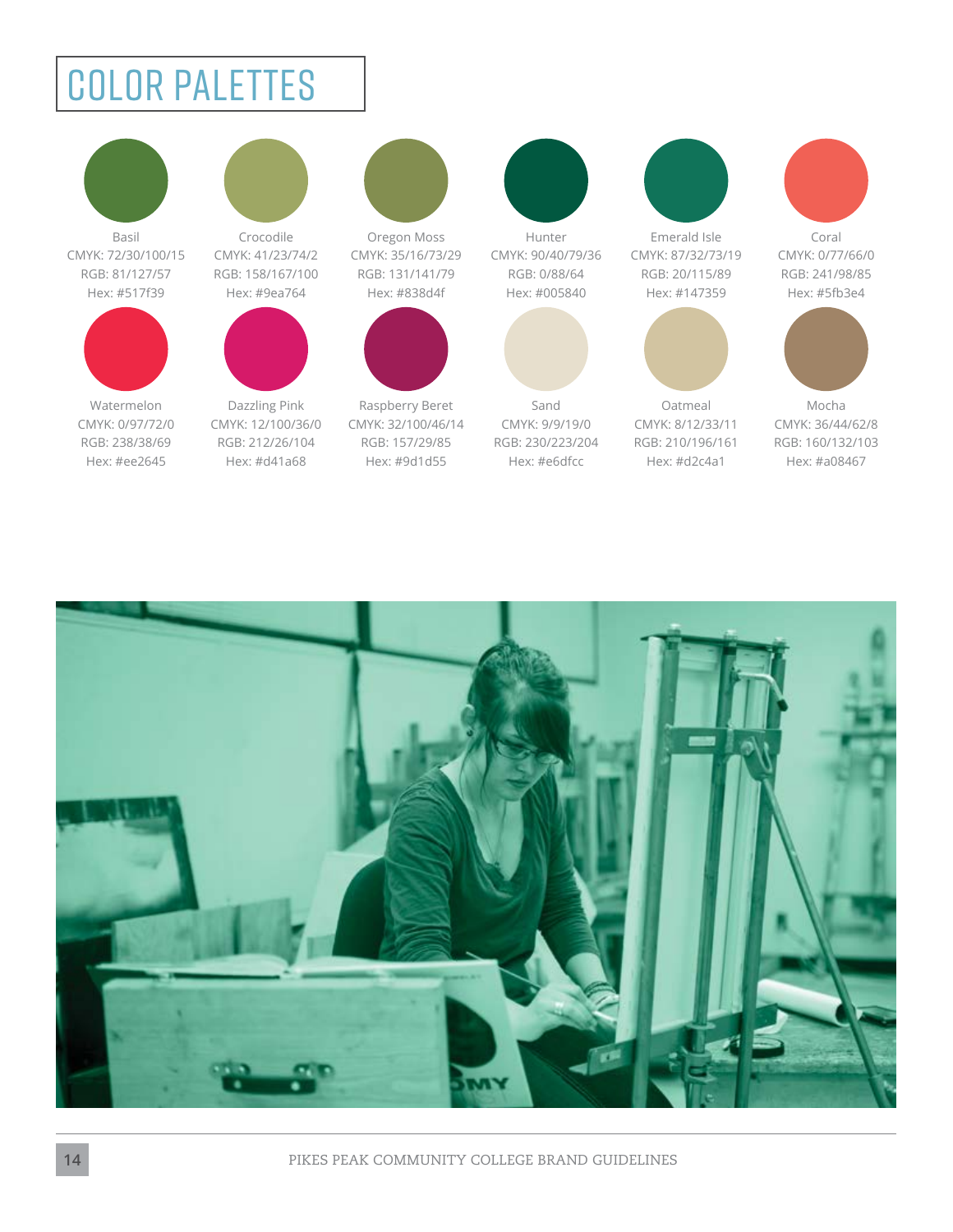# COLOR PALETTES

Basil
CMYK: 72/30/100/15
RGB: 81/127/57
Hex: #517f39

Crocodile
CMYK: 41/23/74/2
RGB: 158/167/100
Hex: #9ea764

Oregon Moss
CMYK: 35/16/73/29
RGB: 131/141/79
Hex: #838d4f

Hunter
CMYK: 90/40/79/36
RGB: 0/88/64
Hex: #005840

Emerald Isle
CMYK: 87/32/73/19
RGB: 20/115/89
Hex: #147359

Coral
CMYK: 0/77/66/0
RGB: 241/98/85
Hex: #5fb3e4

Watermelon
CMYK: 0/97/72/0
RGB: 238/38/69
Hex: #ee2645

Dazzling Pink
CMYK: 12/100/36/0
RGB: 212/26/104
Hex: #d41a68

Raspberry Beret
CMYK: 32/100/46/14
RGB: 157/29/85
Hex: #9d1d55

Sand
CMYK: 9/9/19/0
RGB: 230/223/204
Hex: #e6dfcc

Oatmeal
CMYK: 8/12/33/11
RGB: 210/196/161
Hex: #d2c4a1

Mocha
CMYK: 36/44/62/8
RGB: 160/132/103
Hex: #a08467